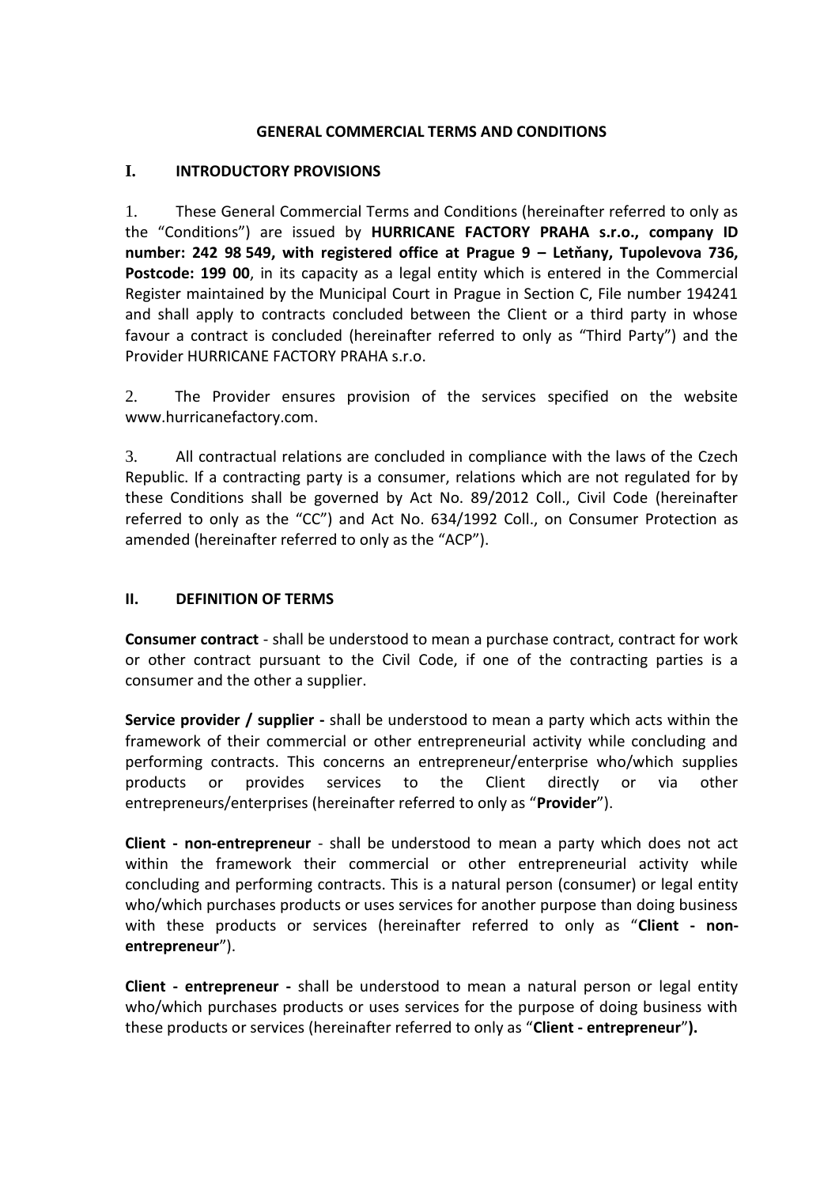# GENERAL COMMERCIAL TERMS AND CONDITIONS

## I. INTRODUCTORY PROVISIONS

1. These General Commercial Terms and Conditions (hereinafter referred to only as the "Conditions") are issued by **HURRICANE FACTORY PRAHA s.r.o., company ID number: 242 98 549, with registered office at Prague 9 – Letňany, Tupolevova 736, Postcode: 199 00**, in its capacity as a legal entity which is entered in the Commercial Register maintained by the Municipal Court in Prague in Section C, File number 194241 and shall apply to contracts concluded between the Client or a third party in whose favour a contract is concluded (hereinafter referred to only as "Third Party") and the Provider HURRICANE FACTORY PRAHA s.r.o.

2. The Provider ensures provision of the services specified on the website www.hurricanefactory.com.

3. All contractual relations are concluded in compliance with the laws of the Czech Republic. If a contracting party is a consumer, relations which are not regulated for by these Conditions shall be governed by Act No. 89/2012 Coll., Civil Code (hereinafter referred to only as the "CC") and Act No. 634/1992 Coll., on Consumer Protection as amended (hereinafter referred to only as the "ACP").

## II. DEFINITION OF TERMS

**Consumer contract** - shall be understood to mean a purchase contract, contract for work or other contract pursuant to the Civil Code, if one of the contracting parties is a consumer and the other a supplier.

**Service provider / supplier -** shall be understood to mean a party which acts within the framework of their commercial or other entrepreneurial activity while concluding and performing contracts. This concerns an entrepreneur/enterprise who/which supplies products or provides services to the Client directly or via other entrepreneurs/enterprises (hereinafter referred to only as "**Provider**").

**Client - non-entrepreneur** - shall be understood to mean a party which does not act within the framework their commercial or other entrepreneurial activity while concluding and performing contracts. This is a natural person (consumer) or legal entity who/which purchases products or uses services for another purpose than doing business with these products or services (hereinafter referred to only as "**Client - non-entrepreneur**").

**Client - entrepreneur -** shall be understood to mean a natural person or legal entity who/which purchases products or uses services for the purpose of doing business with these products or services (hereinafter referred to only as "**Client - entrepreneur**").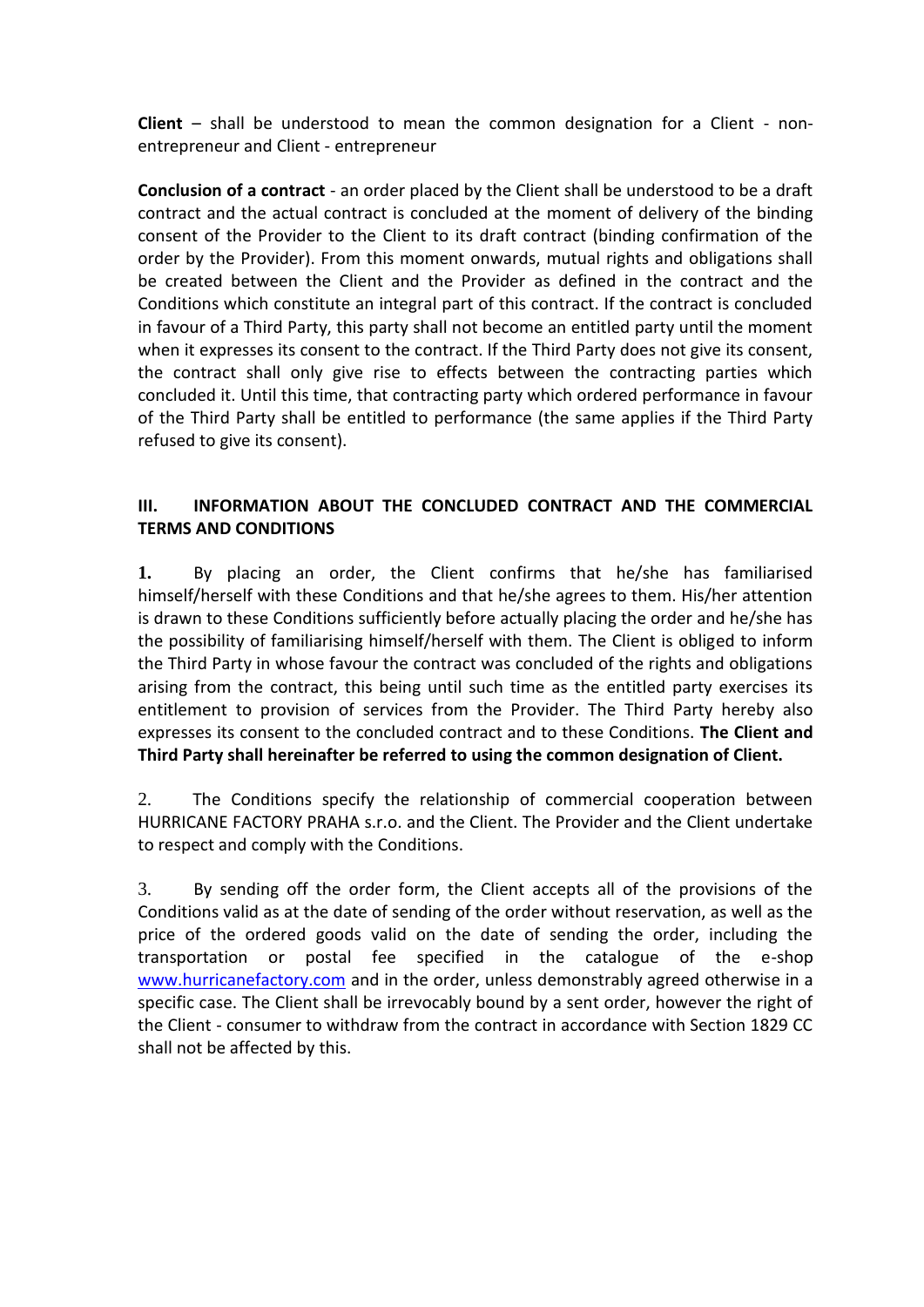**Client** – shall be understood to mean the common designation for a Client - non-entrepreneur and Client - entrepreneur

**Conclusion of a contract** - an order placed by the Client shall be understood to be a draft contract and the actual contract is concluded at the moment of delivery of the binding consent of the Provider to the Client to its draft contract (binding confirmation of the order by the Provider). From this moment onwards, mutual rights and obligations shall be created between the Client and the Provider as defined in the contract and the Conditions which constitute an integral part of this contract. If the contract is concluded in favour of a Third Party, this party shall not become an entitled party until the moment when it expresses its consent to the contract. If the Third Party does not give its consent, the contract shall only give rise to effects between the contracting parties which concluded it. Until this time, that contracting party which ordered performance in favour of the Third Party shall be entitled to performance (the same applies if the Third Party refused to give its consent).

## III. INFORMATION ABOUT THE CONCLUDED CONTRACT AND THE COMMERCIAL TERMS AND CONDITIONS

**1.** By placing an order, the Client confirms that he/she has familiarised himself/herself with these Conditions and that he/she agrees to them. His/her attention is drawn to these Conditions sufficiently before actually placing the order and he/she has the possibility of familiarising himself/herself with them. The Client is obliged to inform the Third Party in whose favour the contract was concluded of the rights and obligations arising from the contract, this being until such time as the entitled party exercises its entitlement to provision of services from the Provider. The Third Party hereby also expresses its consent to the concluded contract and to these Conditions. **The Client and Third Party shall hereinafter be referred to using the common designation of Client.**

2. The Conditions specify the relationship of commercial cooperation between HURRICANE FACTORY PRAHA s.r.o. and the Client. The Provider and the Client undertake to respect and comply with the Conditions.

3. By sending off the order form, the Client accepts all of the provisions of the Conditions valid as at the date of sending of the order without reservation, as well as the price of the ordered goods valid on the date of sending the order, including the transportation or postal fee specified in the catalogue of the e-shop www.hurricanefactory.com and in the order, unless demonstrably agreed otherwise in a specific case. The Client shall be irrevocably bound by a sent order, however the right of the Client - consumer to withdraw from the contract in accordance with Section 1829 CC shall not be affected by this.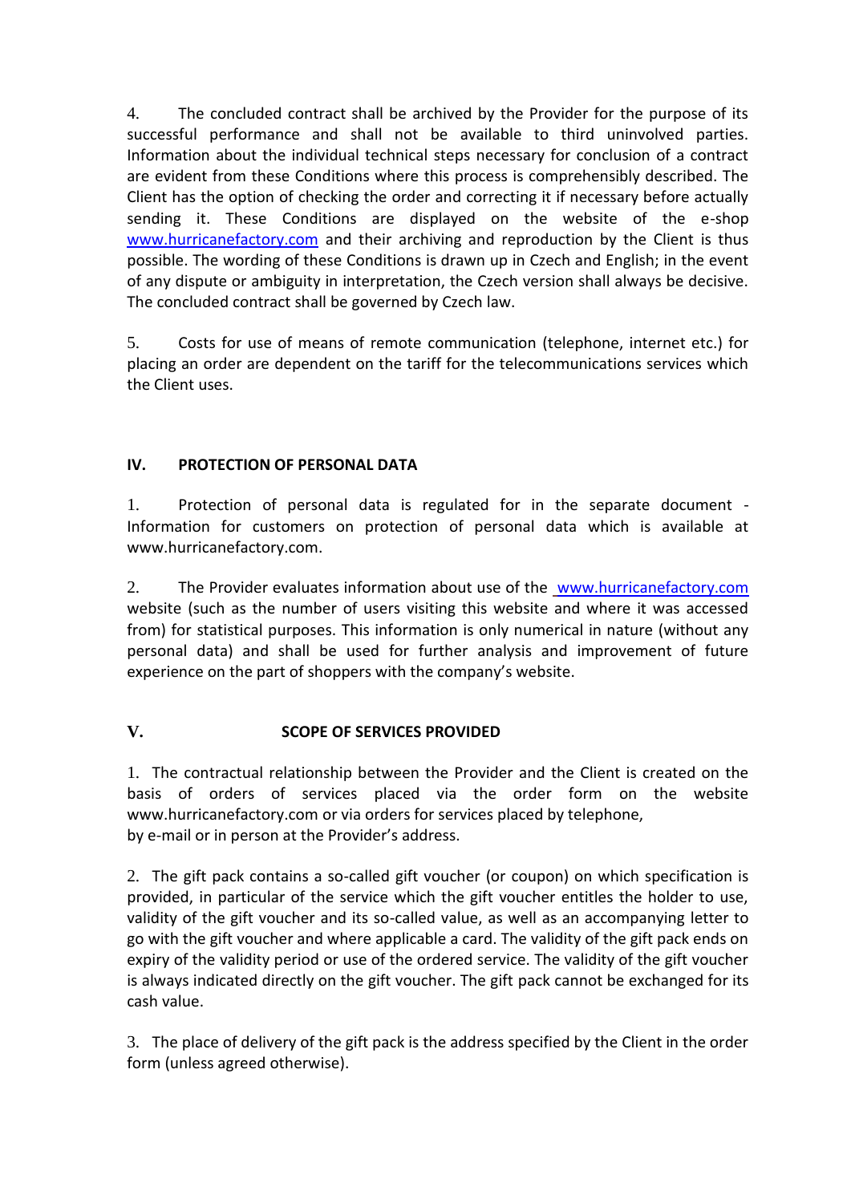4. The concluded contract shall be archived by the Provider for the purpose of its successful performance and shall not be available to third uninvolved parties. Information about the individual technical steps necessary for conclusion of a contract are evident from these Conditions where this process is comprehensibly described. The Client has the option of checking the order and correcting it if necessary before actually sending it. These Conditions are displayed on the website of the e-shop www.hurricanefactory.com and their archiving and reproduction by the Client is thus possible. The wording of these Conditions is drawn up in Czech and English; in the event of any dispute or ambiguity in interpretation, the Czech version shall always be decisive. The concluded contract shall be governed by Czech law.

5. Costs for use of means of remote communication (telephone, internet etc.) for placing an order are dependent on the tariff for the telecommunications services which the Client uses.

## IV. PROTECTION OF PERSONAL DATA

1. Protection of personal data is regulated for in the separate document - Information for customers on protection of personal data which is available at www.hurricanefactory.com.

2. The Provider evaluates information about use of the www.hurricanefactory.com website (such as the number of users visiting this website and where it was accessed from) for statistical purposes. This information is only numerical in nature (without any personal data) and shall be used for further analysis and improvement of future experience on the part of shoppers with the company's website.

## V. SCOPE OF SERVICES PROVIDED

1. The contractual relationship between the Provider and the Client is created on the basis of orders of services placed via the order form on the website www.hurricanefactory.com or via orders for services placed by telephone, by e-mail or in person at the Provider's address.

2. The gift pack contains a so-called gift voucher (or coupon) on which specification is provided, in particular of the service which the gift voucher entitles the holder to use, validity of the gift voucher and its so-called value, as well as an accompanying letter to go with the gift voucher and where applicable a card. The validity of the gift pack ends on expiry of the validity period or use of the ordered service. The validity of the gift voucher is always indicated directly on the gift voucher. The gift pack cannot be exchanged for its cash value.

3. The place of delivery of the gift pack is the address specified by the Client in the order form (unless agreed otherwise).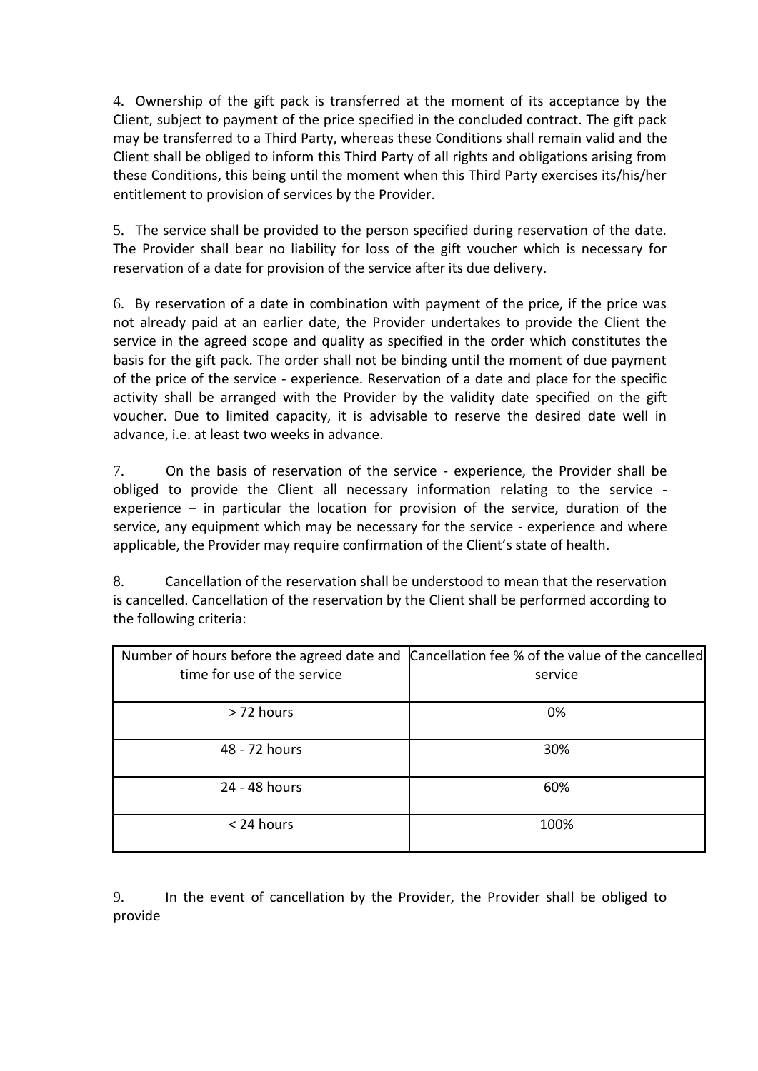4. Ownership of the gift pack is transferred at the moment of its acceptance by the Client, subject to payment of the price specified in the concluded contract. The gift pack may be transferred to a Third Party, whereas these Conditions shall remain valid and the Client shall be obliged to inform this Third Party of all rights and obligations arising from these Conditions, this being until the moment when this Third Party exercises its/his/her entitlement to provision of services by the Provider.

5. The service shall be provided to the person specified during reservation of the date. The Provider shall bear no liability for loss of the gift voucher which is necessary for reservation of a date for provision of the service after its due delivery.

6. By reservation of a date in combination with payment of the price, if the price was not already paid at an earlier date, the Provider undertakes to provide the Client the service in the agreed scope and quality as specified in the order which constitutes the basis for the gift pack. The order shall not be binding until the moment of due payment of the price of the service - experience. Reservation of a date and place for the specific activity shall be arranged with the Provider by the validity date specified on the gift voucher. Due to limited capacity, it is advisable to reserve the desired date well in advance, i.e. at least two weeks in advance.

7. On the basis of reservation of the service - experience, the Provider shall be obliged to provide the Client all necessary information relating to the service - experience – in particular the location for provision of the service, duration of the service, any equipment which may be necessary for the service - experience and where applicable, the Provider may require confirmation of the Client's state of health.

8. Cancellation of the reservation shall be understood to mean that the reservation is cancelled. Cancellation of the reservation by the Client shall be performed according to the following criteria:

| Number of hours before the agreed date and time for use of the service | Cancellation fee % of the value of the cancelled service |
|---|---|
| > 72 hours | 0% |
| 48 - 72 hours | 30% |
| 24 - 48 hours | 60% |
| < 24 hours | 100% |

9. In the event of cancellation by the Provider, the Provider shall be obliged to provide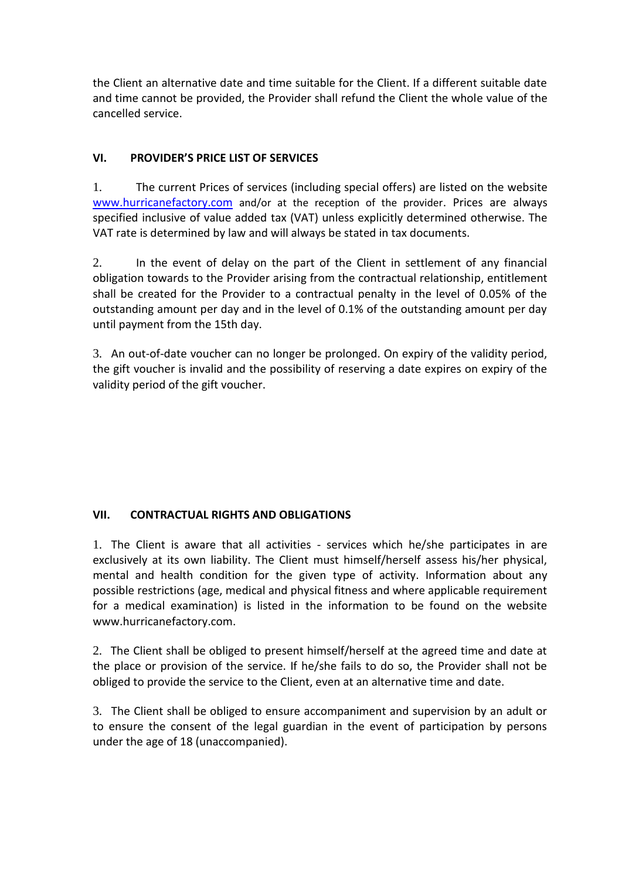the Client an alternative date and time suitable for the Client. If a different suitable date and time cannot be provided, the Provider shall refund the Client the whole value of the cancelled service.

## VI. PROVIDER'S PRICE LIST OF SERVICES

1. The current Prices of services (including special offers) are listed on the website www.hurricanefactory.com and/or at the reception of the provider. Prices are always specified inclusive of value added tax (VAT) unless explicitly determined otherwise. The VAT rate is determined by law and will always be stated in tax documents.

2. In the event of delay on the part of the Client in settlement of any financial obligation towards to the Provider arising from the contractual relationship, entitlement shall be created for the Provider to a contractual penalty in the level of 0.05% of the outstanding amount per day and in the level of 0.1% of the outstanding amount per day until payment from the 15th day.

3. An out-of-date voucher can no longer be prolonged. On expiry of the validity period, the gift voucher is invalid and the possibility of reserving a date expires on expiry of the validity period of the gift voucher.

## VII. CONTRACTUAL RIGHTS AND OBLIGATIONS

1. The Client is aware that all activities - services which he/she participates in are exclusively at its own liability. The Client must himself/herself assess his/her physical, mental and health condition for the given type of activity. Information about any possible restrictions (age, medical and physical fitness and where applicable requirement for a medical examination) is listed in the information to be found on the website www.hurricanefactory.com.

2. The Client shall be obliged to present himself/herself at the agreed time and date at the place or provision of the service. If he/she fails to do so, the Provider shall not be obliged to provide the service to the Client, even at an alternative time and date.

3. The Client shall be obliged to ensure accompaniment and supervision by an adult or to ensure the consent of the legal guardian in the event of participation by persons under the age of 18 (unaccompanied).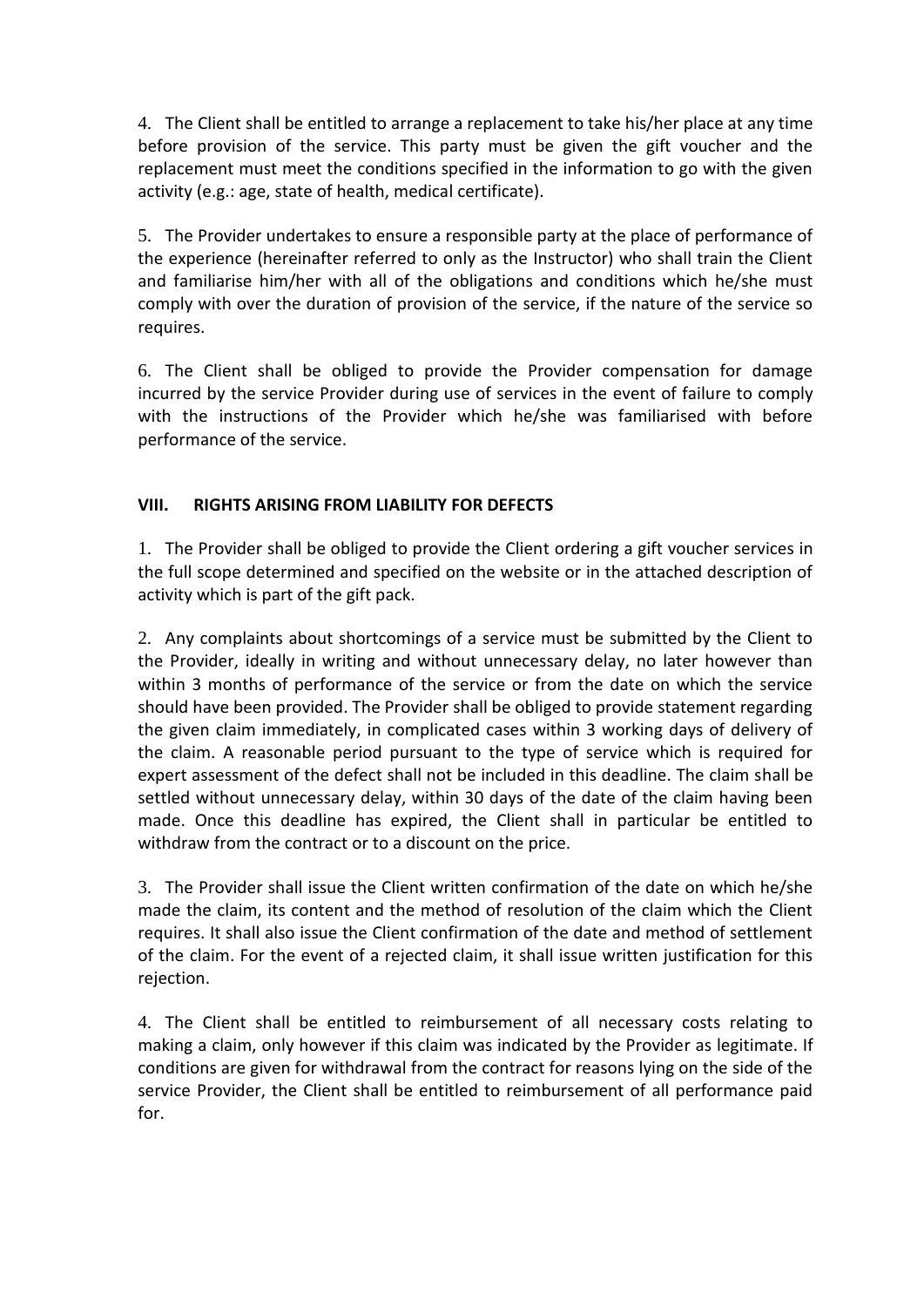4. The Client shall be entitled to arrange a replacement to take his/her place at any time before provision of the service. This party must be given the gift voucher and the replacement must meet the conditions specified in the information to go with the given activity (e.g.: age, state of health, medical certificate).

5. The Provider undertakes to ensure a responsible party at the place of performance of the experience (hereinafter referred to only as the Instructor) who shall train the Client and familiarise him/her with all of the obligations and conditions which he/she must comply with over the duration of provision of the service, if the nature of the service so requires.

6. The Client shall be obliged to provide the Provider compensation for damage incurred by the service Provider during use of services in the event of failure to comply with the instructions of the Provider which he/she was familiarised with before performance of the service.

## VIII. RIGHTS ARISING FROM LIABILITY FOR DEFECTS

1. The Provider shall be obliged to provide the Client ordering a gift voucher services in the full scope determined and specified on the website or in the attached description of activity which is part of the gift pack.

2. Any complaints about shortcomings of a service must be submitted by the Client to the Provider, ideally in writing and without unnecessary delay, no later however than within 3 months of performance of the service or from the date on which the service should have been provided. The Provider shall be obliged to provide statement regarding the given claim immediately, in complicated cases within 3 working days of delivery of the claim. A reasonable period pursuant to the type of service which is required for expert assessment of the defect shall not be included in this deadline. The claim shall be settled without unnecessary delay, within 30 days of the date of the claim having been made. Once this deadline has expired, the Client shall in particular be entitled to withdraw from the contract or to a discount on the price.

3. The Provider shall issue the Client written confirmation of the date on which he/she made the claim, its content and the method of resolution of the claim which the Client requires. It shall also issue the Client confirmation of the date and method of settlement of the claim. For the event of a rejected claim, it shall issue written justification for this rejection.

4. The Client shall be entitled to reimbursement of all necessary costs relating to making a claim, only however if this claim was indicated by the Provider as legitimate. If conditions are given for withdrawal from the contract for reasons lying on the side of the service Provider, the Client shall be entitled to reimbursement of all performance paid for.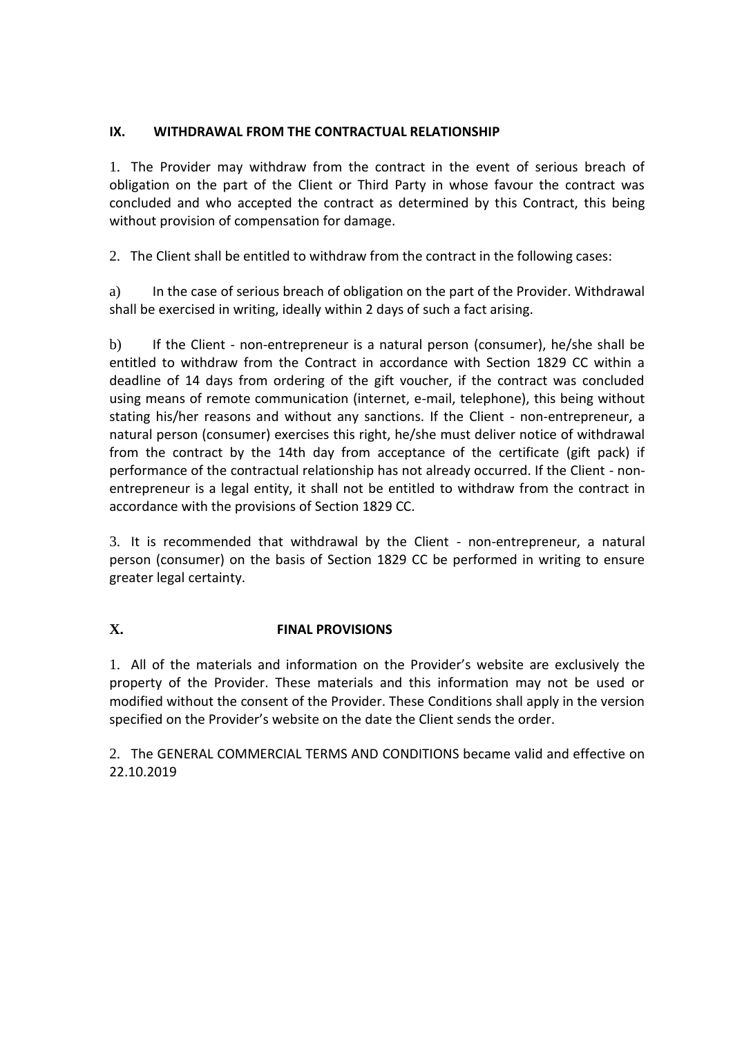## IX. WITHDRAWAL FROM THE CONTRACTUAL RELATIONSHIP

1. The Provider may withdraw from the contract in the event of serious breach of obligation on the part of the Client or Third Party in whose favour the contract was concluded and who accepted the contract as determined by this Contract, this being without provision of compensation for damage.

2. The Client shall be entitled to withdraw from the contract in the following cases:

a) In the case of serious breach of obligation on the part of the Provider. Withdrawal shall be exercised in writing, ideally within 2 days of such a fact arising.

b) If the Client - non-entrepreneur is a natural person (consumer), he/she shall be entitled to withdraw from the Contract in accordance with Section 1829 CC within a deadline of 14 days from ordering of the gift voucher, if the contract was concluded using means of remote communication (internet, e-mail, telephone), this being without stating his/her reasons and without any sanctions. If the Client - non-entrepreneur, a natural person (consumer) exercises this right, he/she must deliver notice of withdrawal from the contract by the 14th day from acceptance of the certificate (gift pack) if performance of the contractual relationship has not already occurred. If the Client - non-entrepreneur is a legal entity, it shall not be entitled to withdraw from the contract in accordance with the provisions of Section 1829 CC.

3. It is recommended that withdrawal by the Client - non-entrepreneur, a natural person (consumer) on the basis of Section 1829 CC be performed in writing to ensure greater legal certainty.

## X. FINAL PROVISIONS

1. All of the materials and information on the Provider's website are exclusively the property of the Provider. These materials and this information may not be used or modified without the consent of the Provider. These Conditions shall apply in the version specified on the Provider's website on the date the Client sends the order.

2. The GENERAL COMMERCIAL TERMS AND CONDITIONS became valid and effective on 22.10.2019